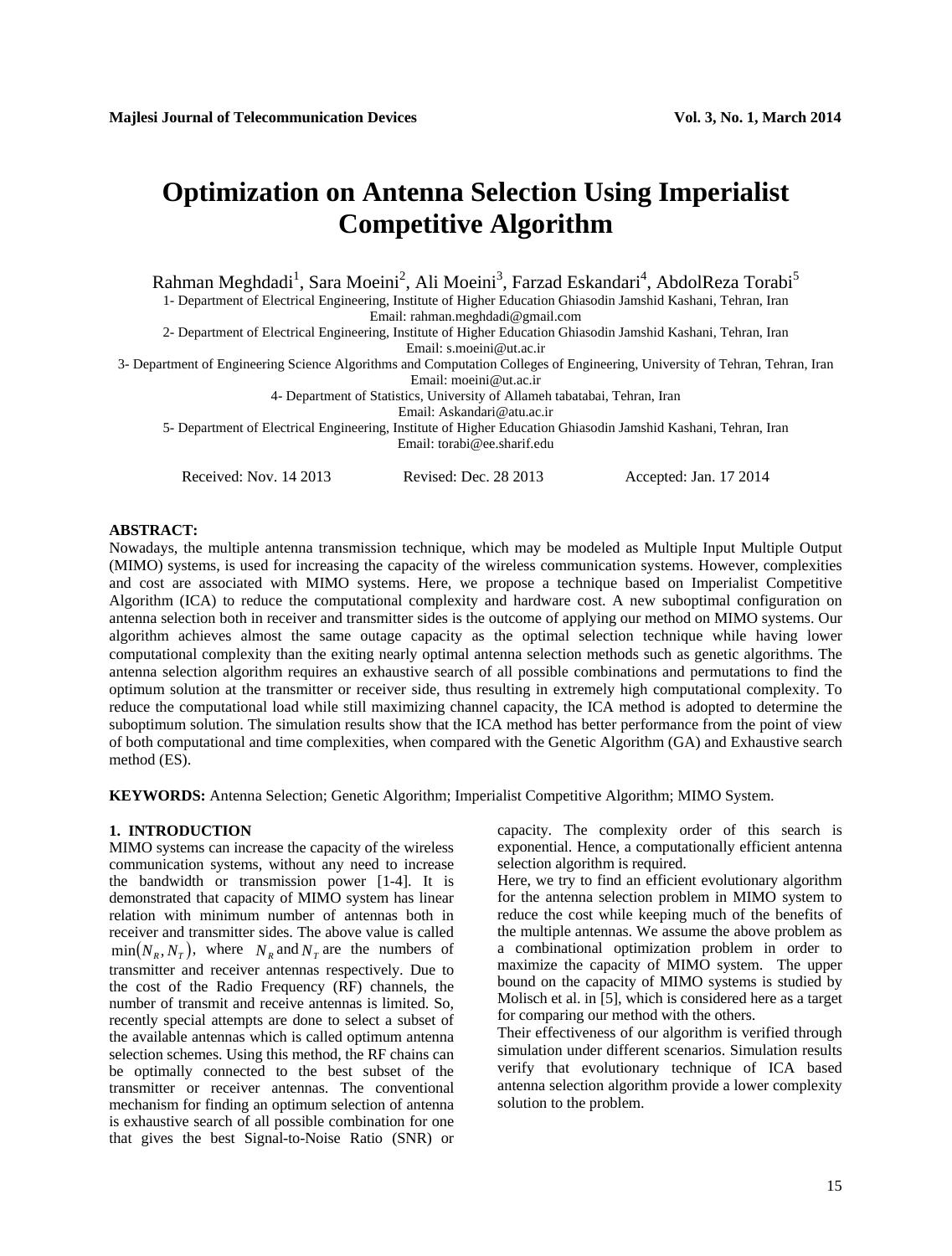# Optimization on Antenna Selection Using Imperialist Competitive Algorithm

Rahman Meghdadi[1], Sara Moeini[2], Ali Moeini[3], Farzad Eskandari[4], AbdolReza Torabi[5]

1- Department of Electrical Engineering, Institute of Higher Education Ghiasodin Jamshid Kashani, Tehran, Iran
Email: rahman.meghdadi@gmail.com

2- Department of Electrical Engineering, Institute of Higher Education Ghiasodin Jamshid Kashani, Tehran, Iran
Email: s.moeini@ut.ac.ir

3- Department of Engineering Science Algorithms and Computation Colleges of Engineering, University of Tehran, Tehran, Iran
Email: moeini@ut.ac.ir

4- Department of Statistics, University of Allameh tabatabai, Tehran, Iran
Email: Askandari@atu.ac.ir

5- Department of Electrical Engineering, Institute of Higher Education Ghiasodin Jamshid Kashani, Tehran, Iran
Email: torabi@ee.sharif.edu

Received: Nov. 14 2013 Revised: Dec. 28 2013 Accepted: Jan. 17 2014

**ABSTRACT:**

Nowadays, the multiple antenna transmission technique, which may be modeled as Multiple Input Multiple Output (MIMO) systems, is used for increasing the capacity of the wireless communication systems. However, complexities and cost are associated with MIMO systems. Here, we propose a technique based on Imperialist Competitive Algorithm (ICA) to reduce the computational complexity and hardware cost. A new suboptimal configuration on antenna selection both in receiver and transmitter sides is the outcome of applying our method on MIMO systems. Our algorithm achieves almost the same outage capacity as the optimal selection technique while having lower computational complexity than the exiting nearly optimal antenna selection methods such as genetic algorithms. The antenna selection algorithm requires an exhaustive search of all possible combinations and permutations to find the optimum solution at the transmitter or receiver side, thus resulting in extremely high computational complexity. To reduce the computational load while still maximizing channel capacity, the ICA method is adopted to determine the suboptimum solution. The simulation results show that the ICA method has better performance from the point of view of both computational and time complexities, when compared with the Genetic Algorithm (GA) and Exhaustive search method (ES).

**KEYWORDS:** Antenna Selection; Genetic Algorithm; Imperialist Competitive Algorithm; MIMO System.

## 1. INTRODUCTION

MIMO systems can increase the capacity of the wireless communication systems, without any need to increase the bandwidth or transmission power [1-4]. It is demonstrated that capacity of MIMO system has linear relation with minimum number of antennas both in receiver and transmitter sides. The above value is called $\min(N_R, N_T)$, where $N_R$ and $N_T$ are the numbers of transmitter and receiver antennas respectively. Due to the cost of the Radio Frequency (RF) channels, the number of transmit and receive antennas is limited. So, recently special attempts are done to select a subset of the available antennas which is called optimum antenna selection schemes. Using this method, the RF chains can be optimally connected to the best subset of the transmitter or receiver antennas. The conventional mechanism for finding an optimum selection of antenna is exhaustive search of all possible combination for one that gives the best Signal-to-Noise Ratio (SNR) or capacity. The complexity order of this search is exponential. Hence, a computationally efficient antenna selection algorithm is required.

Here, we try to find an efficient evolutionary algorithm for the antenna selection problem in MIMO system to reduce the cost while keeping much of the benefits of the multiple antennas. We assume the above problem as a combinational optimization problem in order to maximize the capacity of MIMO system. The upper bound on the capacity of MIMO systems is studied by Molisch et al. in [5], which is considered here as a target for comparing our method with the others.

Their effectiveness of our algorithm is verified through simulation under different scenarios. Simulation results verify that evolutionary technique of ICA based antenna selection algorithm provide a lower complexity solution to the problem.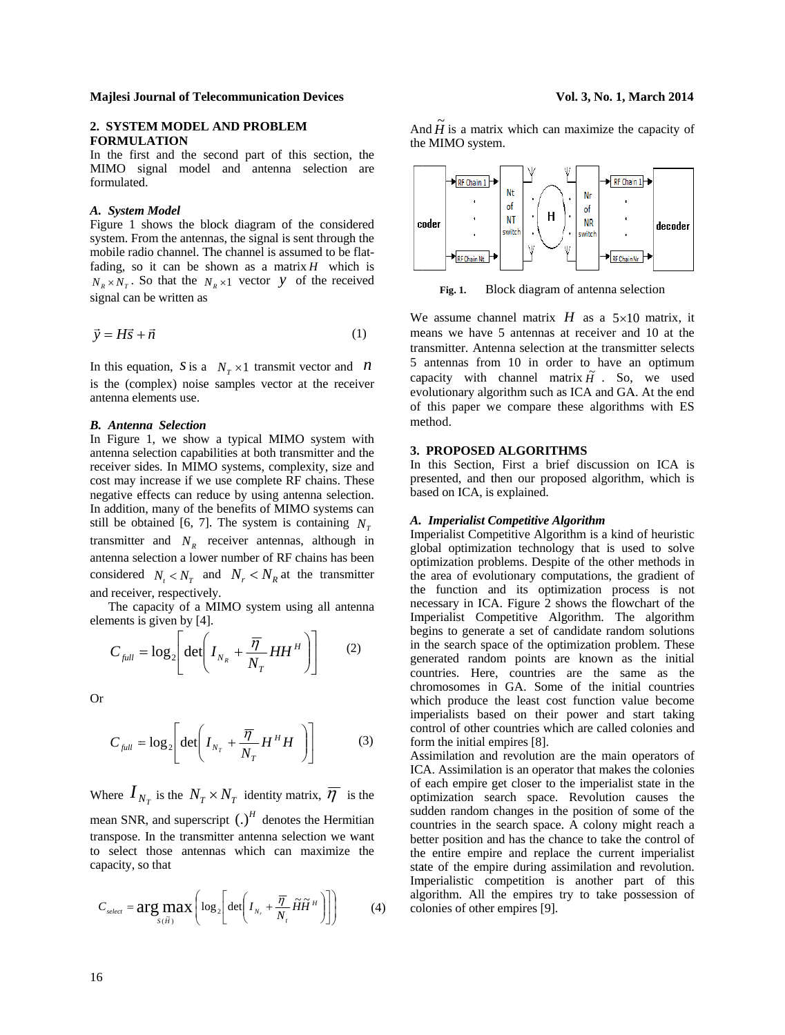## 2. SYSTEM MODEL AND PROBLEM FORMULATION

In the first and the second part of this section, the MIMO signal model and antenna selection are formulated.

### A. System Model

Figure 1 shows the block diagram of the considered system. From the antennas, the signal is sent through the mobile radio channel. The channel is assumed to be flat-fading, so it can be shown as a matrix $H$ which is $N_R \times N_T$. So that the $N_R \times 1$ vector $y$ of the received signal can be written as

$$\vec{y} = H\vec{s} + \vec{n} \tag{1}$$

In this equation, $s$ is a $N_T \times 1$ transmit vector and $n$ is the (complex) noise samples vector at the receiver antenna elements use.

### B. Antenna Selection

In Figure 1, we show a typical MIMO system with antenna selection capabilities at both transmitter and the receiver sides. In MIMO systems, complexity, size and cost may increase if we use complete RF chains. These negative effects can reduce by using antenna selection. In addition, many of the benefits of MIMO systems can still be obtained [6, 7]. The system is containing $N_T$ transmitter and $N_R$ receiver antennas, although in antenna selection a lower number of RF chains has been considered $N_t < N_T$ and $N_r < N_R$ at the transmitter and receiver, respectively.

The capacity of a MIMO system using all antenna elements is given by [4].

$$C_{full} = \log_2\left[\det\left(I_{N_R} + \frac{\overline{\eta}}{N_T} HH^H\right)\right] \tag{2}$$

Or

$$C_{full} = \log_2\left[\det\left(I_{N_T} + \frac{\overline{\eta}}{N_T} H^H H\right)\right] \tag{3}$$

Where $I_{N_T}$ is the $N_T \times N_T$ identity matrix, $\overline{\eta}$ is the mean SNR, and superscript $(.)^H$ denotes the Hermitian transpose. In the transmitter antenna selection we want to select those antennas which can maximize the capacity, so that

$$C_{select} = \arg\max_{S(\tilde{H})}\left(\log_2\left[\det\left(I_{N_r} + \frac{\overline{\eta}}{N_t}\tilde{H}\tilde{H}^H\right)\right]\right) \tag{4}$$

And $\tilde{H}$ is a matrix which can maximize the capacity of the MIMO system.

Fig. 1. Block diagram of antenna selection

We assume channel matrix $H$ as a $5 \times 10$ matrix, it means we have 5 antennas at receiver and 10 at the transmitter. Antenna selection at the transmitter selects 5 antennas from 10 in order to have an optimum capacity with channel matrix $\tilde{H}$. So, we used evolutionary algorithm such as ICA and GA. At the end of this paper we compare these algorithms with ES method.

## 3. PROPOSED ALGORITHMS

In this Section, First a brief discussion on ICA is presented, and then our proposed algorithm, which is based on ICA, is explained.

### A. Imperialist Competitive Algorithm

Imperialist Competitive Algorithm is a kind of heuristic global optimization technology that is used to solve optimization problems. Despite of the other methods in the area of evolutionary computations, the gradient of the function and its optimization process is not necessary in ICA. Figure 2 shows the flowchart of the Imperialist Competitive Algorithm. The algorithm begins to generate a set of candidate random solutions in the search space of the optimization problem. These generated random points are known as the initial countries. Here, countries are the same as the chromosomes in GA. Some of the initial countries which produce the least cost function value become imperialists based on their power and start taking control of other countries which are called colonies and form the initial empires [8].

Assimilation and revolution are the main operators of ICA. Assimilation is an operator that makes the colonies of each empire get closer to the imperialist state in the optimization search space. Revolution causes the sudden random changes in the position of some of the countries in the search space. A colony might reach a better position and has the chance to take the control of the entire empire and replace the current imperialist state of the empire during assimilation and revolution. Imperialistic competition is another part of this algorithm. All the empires try to take possession of colonies of other empires [9].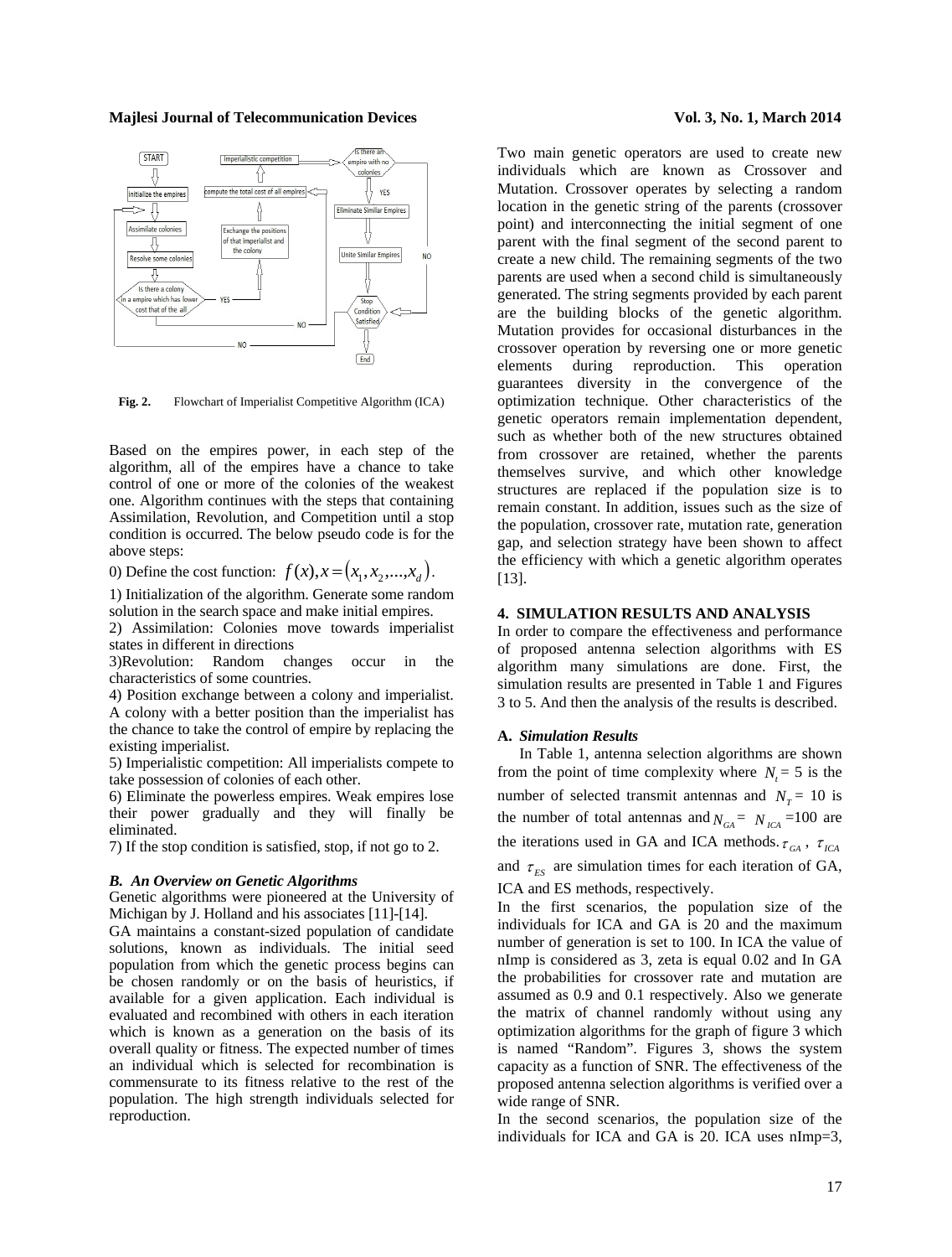Fig. 2. Flowchart of Imperialist Competitive Algorithm (ICA)

Based on the empires power, in each step of the algorithm, all of the empires have a chance to take control of one or more of the colonies of the weakest one. Algorithm continues with the steps that containing Assimilation, Revolution, and Competition until a stop condition is occurred. The below pseudo code is for the above steps:

0) Define the cost function: $f(x), x = (x_1, x_2, ..., x_d)$.

1) Initialization of the algorithm. Generate some random solution in the search space and make initial empires.

2) Assimilation: Colonies move towards imperialist states in different in directions

3)Revolution: Random changes occur in the characteristics of some countries.

4) Position exchange between a colony and imperialist. A colony with a better position than the imperialist has the chance to take the control of empire by replacing the existing imperialist.

5) Imperialistic competition: All imperialists compete to take possession of colonies of each other.

6) Eliminate the powerless empires. Weak empires lose their power gradually and they will finally be eliminated.

7) If the stop condition is satisfied, stop, if not go to 2.

### *B. An Overview on Genetic Algorithms*

Genetic algorithms were pioneered at the University of Michigan by J. Holland and his associates [11]-[14].

GA maintains a constant-sized population of candidate solutions, known as individuals. The initial seed population from which the genetic process begins can be chosen randomly or on the basis of heuristics, if available for a given application. Each individual is evaluated and recombined with others in each iteration which is known as a generation on the basis of its overall quality or fitness. The expected number of times an individual which is selected for recombination is commensurate to its fitness relative to the rest of the population. The high strength individuals selected for reproduction.

Two main genetic operators are used to create new individuals which are known as Crossover and Mutation. Crossover operates by selecting a random location in the genetic string of the parents (crossover point) and interconnecting the initial segment of one parent with the final segment of the second parent to create a new child. The remaining segments of the two parents are used when a second child is simultaneously generated. The string segments provided by each parent are the building blocks of the genetic algorithm. Mutation provides for occasional disturbances in the crossover operation by reversing one or more genetic elements during reproduction. This operation guarantees diversity in the convergence of the optimization technique. Other characteristics of the genetic operators remain implementation dependent, such as whether both of the new structures obtained from crossover are retained, whether the parents themselves survive, and which other knowledge structures are replaced if the population size is to remain constant. In addition, issues such as the size of the population, crossover rate, mutation rate, generation gap, and selection strategy have been shown to affect the efficiency with which a genetic algorithm operates [13].

## 4. SIMULATION RESULTS AND ANALYSIS

In order to compare the effectiveness and performance of proposed antenna selection algorithms with ES algorithm many simulations are done. First, the simulation results are presented in Table 1 and Figures 3 to 5. And then the analysis of the results is described.

### A. *Simulation Results*

In Table 1, antenna selection algorithms are shown from the point of time complexity where $N_t = 5$ is the number of selected transmit antennas and $N_T = 10$ is the number of total antennas and $N_{GA} = N_{ICA} = 100$ are the iterations used in GA and ICA methods. $\tau_{GA}$ , $\tau_{ICA}$ and $\tau_{ES}$ are simulation times for each iteration of GA, ICA and ES methods, respectively.

In the first scenarios, the population size of the individuals for ICA and GA is 20 and the maximum number of generation is set to 100. In ICA the value of nImp is considered as 3, zeta is equal 0.02 and In GA the probabilities for crossover rate and mutation are assumed as 0.9 and 0.1 respectively. Also we generate the matrix of channel randomly without using any optimization algorithms for the graph of figure 3 which is named "Random". Figures 3, shows the system capacity as a function of SNR. The effectiveness of the proposed antenna selection algorithms is verified over a wide range of SNR.

In the second scenarios, the population size of the individuals for ICA and GA is 20. ICA uses nImp=3,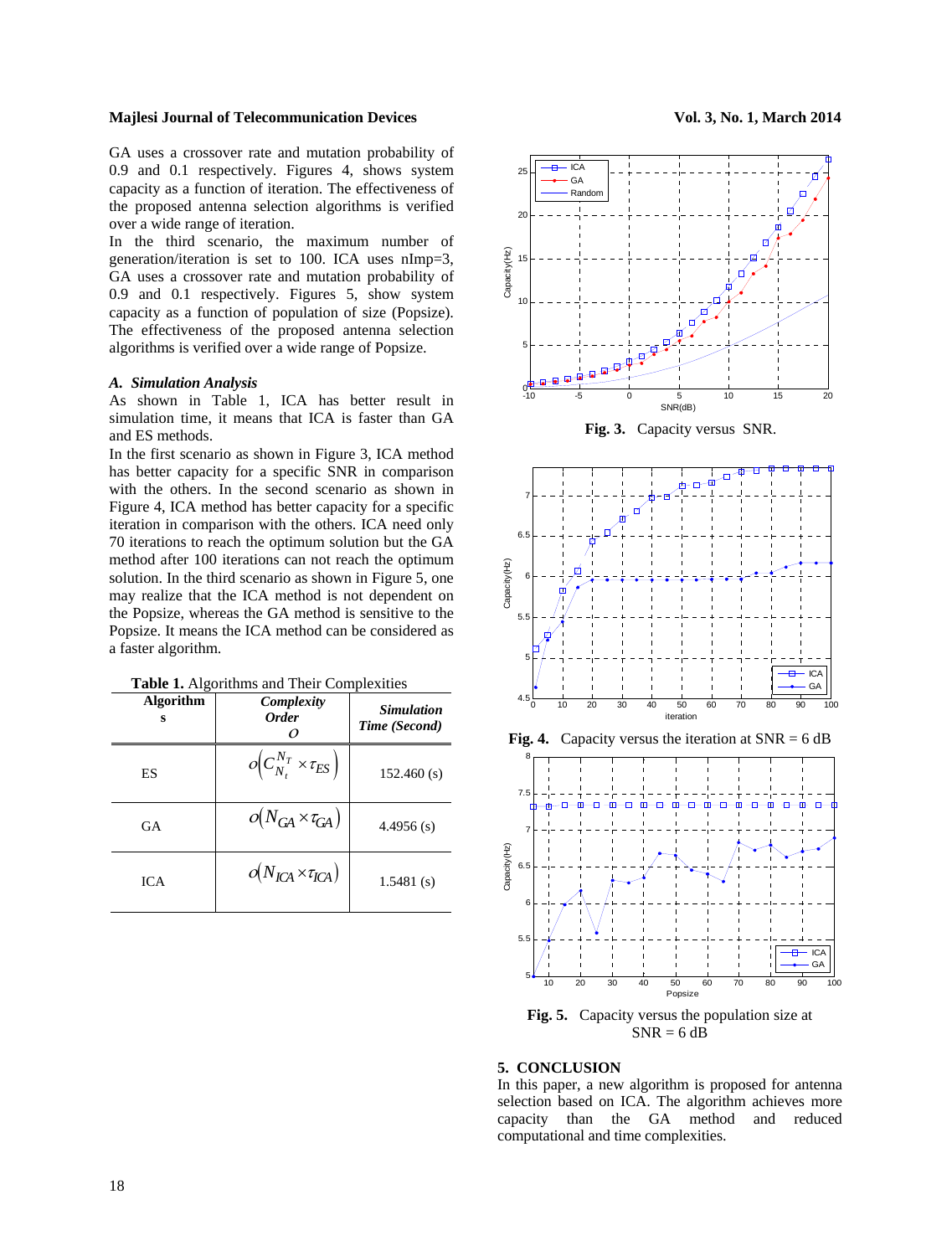GA uses a crossover rate and mutation probability of 0.9 and 0.1 respectively. Figures 4, shows system capacity as a function of iteration. The effectiveness of the proposed antenna selection algorithms is verified over a wide range of iteration.

In the third scenario, the maximum number of generation/iteration is set to 100. ICA uses nImp=3, GA uses a crossover rate and mutation probability of 0.9 and 0.1 respectively. Figures 5, show system capacity as a function of population of size (Popsize). The effectiveness of the proposed antenna selection algorithms is verified over a wide range of Popsize.

### *A. Simulation Analysis*

As shown in Table 1, ICA has better result in simulation time, it means that ICA is faster than GA and ES methods.

In the first scenario as shown in Figure 3, ICA method has better capacity for a specific SNR in comparison with the others. In the second scenario as shown in Figure 4, ICA method has better capacity for a specific iteration in comparison with the others. ICA need only 70 iterations to reach the optimum solution but the GA method after 100 iterations can not reach the optimum solution. In the third scenario as shown in Figure 5, one may realize that the ICA method is not dependent on the Popsize, whereas the GA method is sensitive to the Popsize. It means the ICA method can be considered as a faster algorithm.

**Table 1.** Algorithms and Their Complexities

| Algorithms | *Complexity Order O* | *Simulation Time (Second)* |
|---|---|---|
| ES | $o\left(C_{N_t}^{N_T} \times \tau_{ES}\right)$ | 152.460 (s) |
| GA | $o\left(N_{GA} \times \tau_{GA}\right)$ | 4.4956 (s) |
| ICA | $o\left(N_{ICA} \times \tau_{ICA}\right)$ | 1.5481 (s) |

**Fig. 3.** Capacity versus SNR.

**Fig. 4.** Capacity versus the iteration at SNR = 6 dB

**Fig. 5.** Capacity versus the population size at SNR = 6 dB

## 5. CONCLUSION

In this paper, a new algorithm is proposed for antenna selection based on ICA. The algorithm achieves more capacity than the GA method and reduced computational and time complexities.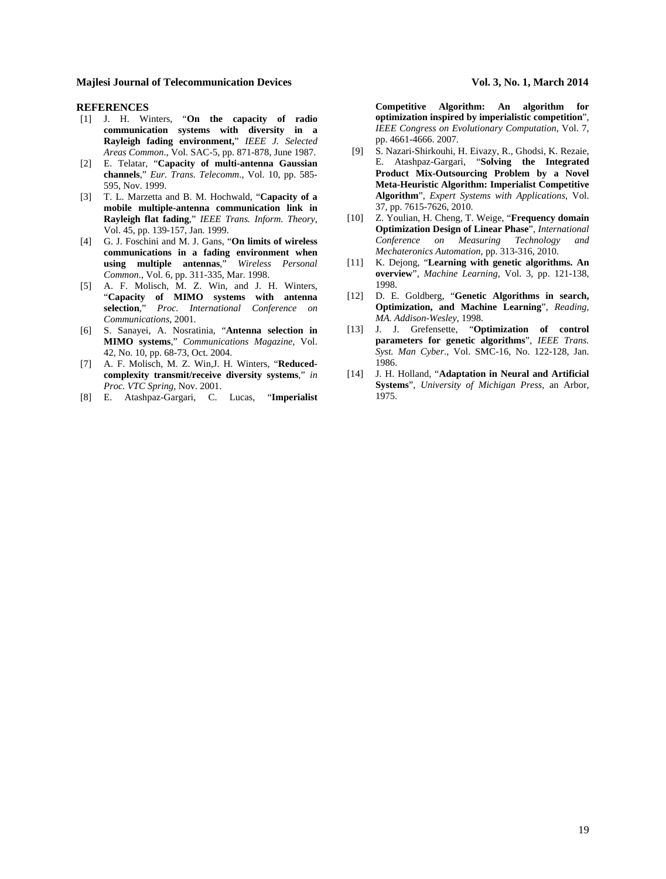## REFERENCES

[1] J. H. Winters, "**On the capacity of radio communication systems with diversity in a Rayleigh fading environment,**" *IEEE J. Selected Areas Common.*, Vol. SAC-5, pp. 871-878, June 1987.

[2] E. Telatar, "**Capacity of multi-antenna Gaussian channels**," *Eur. Trans. Telecomm.*, Vol. 10, pp. 585-595, Nov. 1999.

[3] T. L. Marzetta and B. M. Hochwald, "**Capacity of a mobile multiple-antenna communication link in Rayleigh flat fading**," *IEEE Trans. Inform. Theory*, Vol. 45, pp. 139-157, Jan. 1999.

[4] G. J. Foschini and M. J. Gans, "**On limits of wireless communications in a fading environment when using multiple antennas**," *Wireless Personal Common.*, Vol. 6, pp. 311-335, Mar. 1998.

[5] A. F. Molisch, M. Z. Win, and J. H. Winters, "**Capacity of MIMO systems with antenna selection**," *Proc. International Conference on Communications*, 2001.

[6] S. Sanayei, A. Nosratinia, "**Antenna selection in MIMO systems**," *Communications Magazine*, Vol. 42, No. 10, pp. 68-73, Oct. 2004.

[7] A. F. Molisch, M. Z. Win,J. H. Winters, "**Reduced-complexity transmit/receive diversity systems**," *in Proc. VTC Spring*, Nov. 2001.

[8] E. Atashpaz-Gargari, C. Lucas, "**Imperialist Competitive Algorithm: An algorithm for optimization inspired by imperialistic competition**", *IEEE Congress on Evolutionary Computation*, Vol. 7, pp. 4661-4666. 2007.

[9] S. Nazari-Shirkouhi, H. Eivazy, R., Ghodsi, K. Rezaie, E. Atashpaz-Gargari, "**Solving the Integrated Product Mix-Outsourcing Problem by a Novel Meta-Heuristic Algorithm: Imperialist Competitive Algorithm**", *Expert Systems with Applications*, Vol. 37, pp. 7615-7626, 2010.

[10] Z. Youlian, H. Cheng, T. Weige, "**Frequency domain Optimization Design of Linear Phase**", *International Conference on Measuring Technology and Mechateronics Automation*, pp. 313-316, 2010.

[11] K. Dejong, "**Learning with genetic algorithms. An overview**", *Machine Learning*, Vol. 3, pp. 121-138, 1998.

[12] D. E. Goldberg, "**Genetic Algorithms in search, Optimization, and Machine Learning**", *Reading, MA. Addison-Wesley*, 1998.

[13] J. J. Grefensette, "**Optimization of control parameters for genetic algorithms**", *IEEE Trans. Syst. Man Cyber.*, Vol. SMC-16, No. 122-128, Jan. 1986.

[14] J. H. Holland, "**Adaptation in Neural and Artificial Systems**", *University of Michigan Press*, an Arbor, 1975.